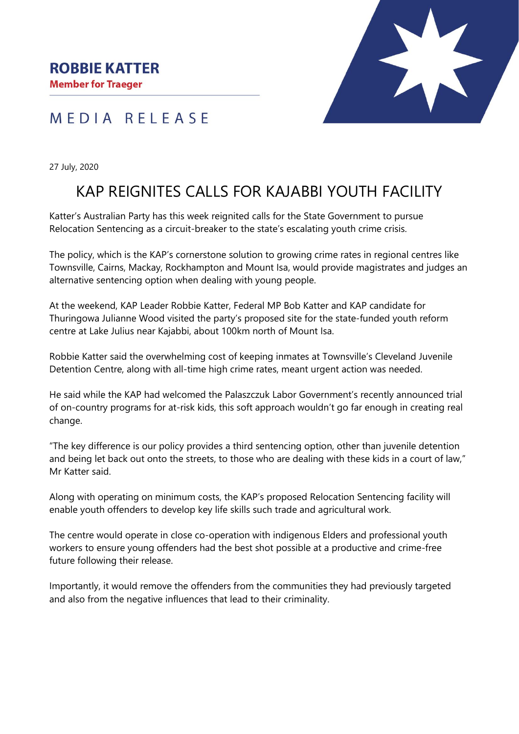**ROBBIE KATTER**
**Member for Traeger**

MEDIA RELEASE

27 July, 2020

# KAP REIGNITES CALLS FOR KAJABBI YOUTH FACILITY

Katter's Australian Party has this week reignited calls for the State Government to pursue Relocation Sentencing as a circuit-breaker to the state's escalating youth crime crisis.

The policy, which is the KAP's cornerstone solution to growing crime rates in regional centres like Townsville, Cairns, Mackay, Rockhampton and Mount Isa, would provide magistrates and judges an alternative sentencing option when dealing with young people.

At the weekend, KAP Leader Robbie Katter, Federal MP Bob Katter and KAP candidate for Thuringowa Julianne Wood visited the party's proposed site for the state-funded youth reform centre at Lake Julius near Kajabbi, about 100km north of Mount Isa.

Robbie Katter said the overwhelming cost of keeping inmates at Townsville's Cleveland Juvenile Detention Centre, along with all-time high crime rates, meant urgent action was needed.

He said while the KAP had welcomed the Palaszczuk Labor Government's recently announced trial of on-country programs for at-risk kids, this soft approach wouldn't go far enough in creating real change.

"The key difference is our policy provides a third sentencing option, other than juvenile detention and being let back out onto the streets, to those who are dealing with these kids in a court of law," Mr Katter said.

Along with operating on minimum costs, the KAP's proposed Relocation Sentencing facility will enable youth offenders to develop key life skills such trade and agricultural work.

The centre would operate in close co-operation with indigenous Elders and professional youth workers to ensure young offenders had the best shot possible at a productive and crime-free future following their release.

Importantly, it would remove the offenders from the communities they had previously targeted and also from the negative influences that lead to their criminality.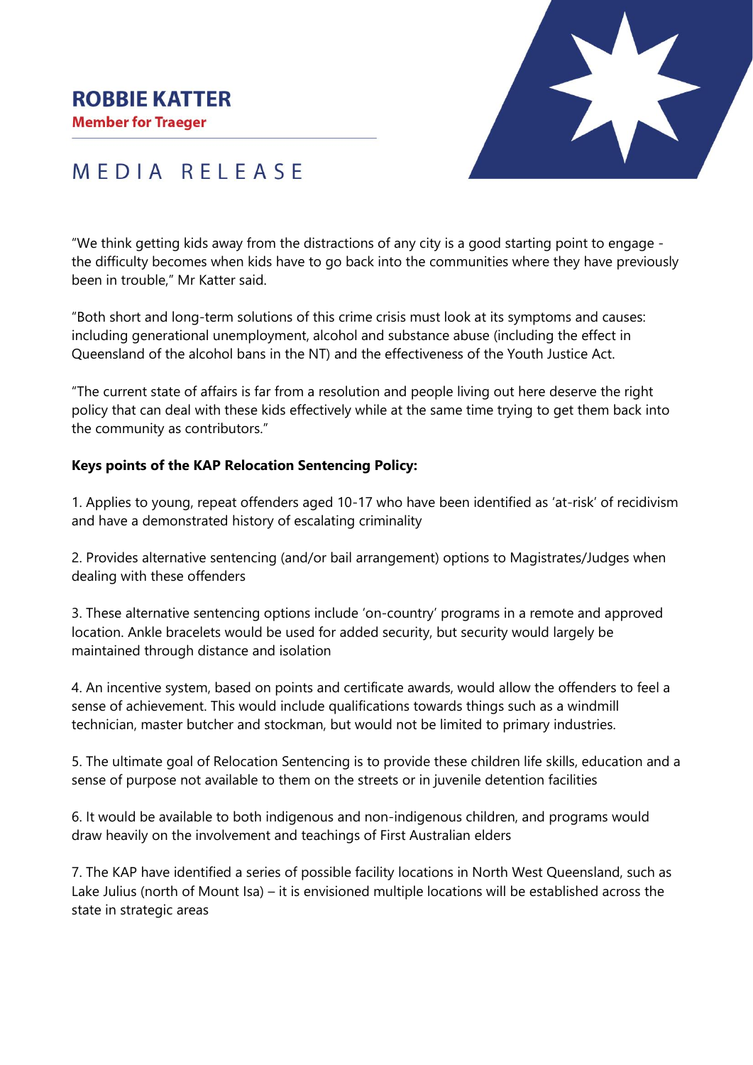# ROBBIE KATTER

**Member for Traeger**

## MEDIA RELEASE

"We think getting kids away from the distractions of any city is a good starting point to engage - the difficulty becomes when kids have to go back into the communities where they have previously been in trouble," Mr Katter said.

"Both short and long-term solutions of this crime crisis must look at its symptoms and causes: including generational unemployment, alcohol and substance abuse (including the effect in Queensland of the alcohol bans in the NT) and the effectiveness of the Youth Justice Act.

"The current state of affairs is far from a resolution and people living out here deserve the right policy that can deal with these kids effectively while at the same time trying to get them back into the community as contributors."

**Keys points of the KAP Relocation Sentencing Policy:**

1. Applies to young, repeat offenders aged 10-17 who have been identified as 'at-risk' of recidivism and have a demonstrated history of escalating criminality

2. Provides alternative sentencing (and/or bail arrangement) options to Magistrates/Judges when dealing with these offenders

3. These alternative sentencing options include 'on-country' programs in a remote and approved location. Ankle bracelets would be used for added security, but security would largely be maintained through distance and isolation

4. An incentive system, based on points and certificate awards, would allow the offenders to feel a sense of achievement. This would include qualifications towards things such as a windmill technician, master butcher and stockman, but would not be limited to primary industries.

5. The ultimate goal of Relocation Sentencing is to provide these children life skills, education and a sense of purpose not available to them on the streets or in juvenile detention facilities

6. It would be available to both indigenous and non-indigenous children, and programs would draw heavily on the involvement and teachings of First Australian elders

7. The KAP have identified a series of possible facility locations in North West Queensland, such as Lake Julius (north of Mount Isa) – it is envisioned multiple locations will be established across the state in strategic areas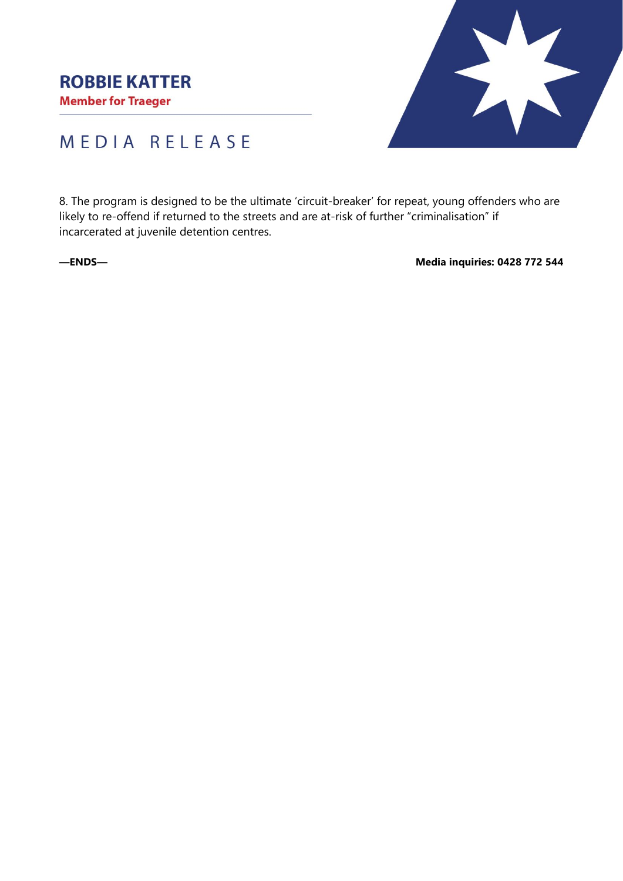**ROBBIE KATTER**
**Member for Traeger**

MEDIA RELEASE

8. The program is designed to be the ultimate 'circuit-breaker' for repeat, young offenders who are likely to re-offend if returned to the streets and are at-risk of further "criminalisation" if incarcerated at juvenile detention centres.

**—ENDS—**

**Media inquiries: 0428 772 544**